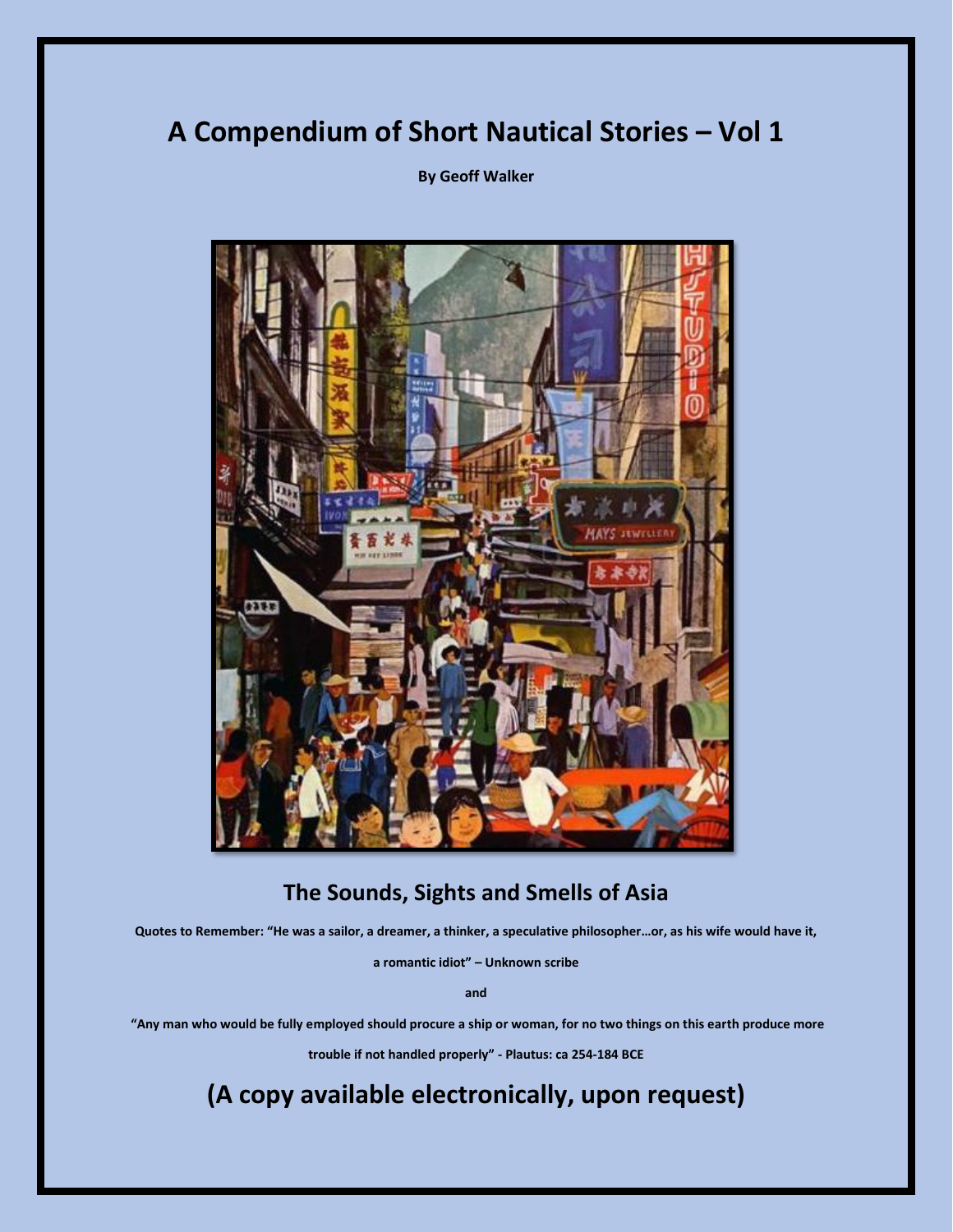# A Compendium of Short Nautical Stories – Vol 1

**By Geoff Walker**

## The Sounds, Sights and Smells of Asia

**Quotes to Remember: "He was a sailor, a dreamer, a thinker, a speculative philosopher…or, as his wife would have it, a romantic idiot" – Unknown scribe**

**and**

**"Any man who would be fully employed should procure a ship or woman, for no two things on this earth produce more trouble if not handled properly" - Plautus: ca 254-184 BCE**

# (A copy available electronically, upon request)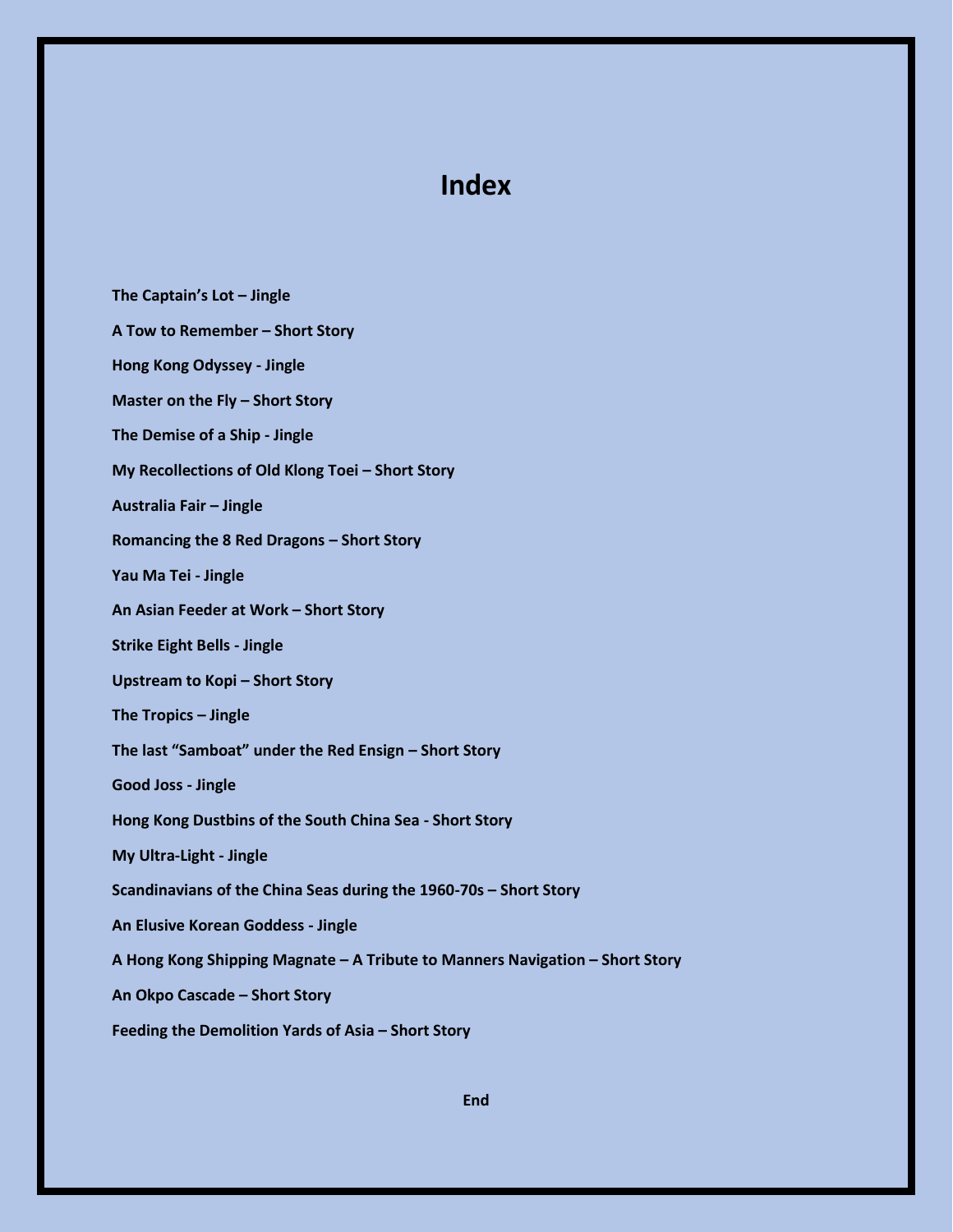# Index

**The Captain's Lot – Jingle**

**A Tow to Remember – Short Story**

**Hong Kong Odyssey - Jingle**

**Master on the Fly – Short Story**

**The Demise of a Ship - Jingle**

**My Recollections of Old Klong Toei – Short Story**

**Australia Fair – Jingle**

**Romancing the 8 Red Dragons – Short Story**

**Yau Ma Tei - Jingle**

**An Asian Feeder at Work – Short Story**

**Strike Eight Bells - Jingle**

**Upstream to Kopi – Short Story**

**The Tropics – Jingle**

**The last "Samboat" under the Red Ensign – Short Story**

**Good Joss - Jingle**

**Hong Kong Dustbins of the South China Sea - Short Story**

**My Ultra-Light - Jingle**

**Scandinavians of the China Seas during the 1960-70s – Short Story**

**An Elusive Korean Goddess - Jingle**

**A Hong Kong Shipping Magnate – A Tribute to Manners Navigation – Short Story**

**An Okpo Cascade – Short Story**

**Feeding the Demolition Yards of Asia – Short Story**

**End**